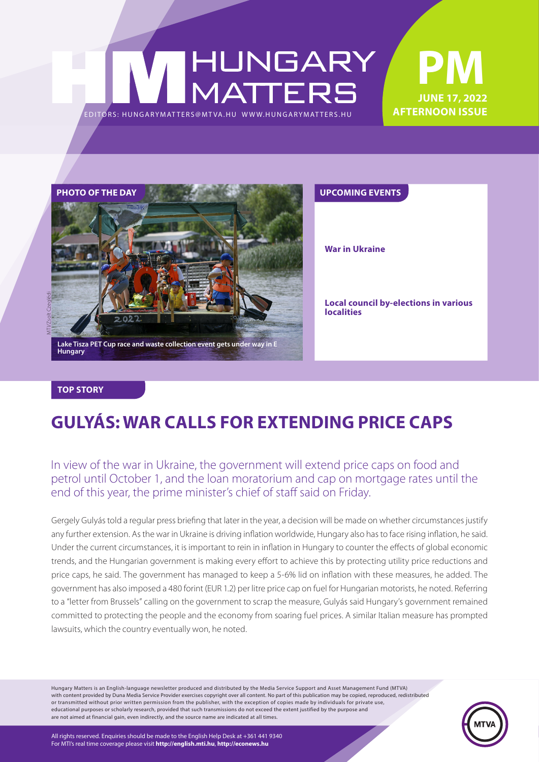# HUNGARY MATTERS

EDITORS: HUNGARYMATTERS@MTVA.HU WWW.HUNGARYMATTERS.HU

**PM**
**JUNE 17, 2022**
**AFTERNOON ISSUE**

## PHOTO OF THE DAY

MTI/Zsolt Czeglédi

Lake Tisza PET Cup race and waste collection event gets under way in E Hungary

## UPCOMING EVENTS

**War in Ukraine**

**Local council by-elections in various localities**

## TOP STORY

# GULYÁS: WAR CALLS FOR EXTENDING PRICE CAPS

In view of the war in Ukraine, the government will extend price caps on food and petrol until October 1, and the loan moratorium and cap on mortgage rates until the end of this year, the prime minister's chief of staff said on Friday.

Gergely Gulyás told a regular press briefing that later in the year, a decision will be made on whether circumstances justify any further extension. As the war in Ukraine is driving inflation worldwide, Hungary also has to face rising inflation, he said. Under the current circumstances, it is important to rein in inflation in Hungary to counter the effects of global economic trends, and the Hungarian government is making every effort to achieve this by protecting utility price reductions and price caps, he said. The government has managed to keep a 5-6% lid on inflation with these measures, he added. The government has also imposed a 480 forint (EUR 1.2) per litre price cap on fuel for Hungarian motorists, he noted. Referring to a "letter from Brussels" calling on the government to scrap the measure, Gulyás said Hungary's government remained committed to protecting the people and the economy from soaring fuel prices. A similar Italian measure has prompted lawsuits, which the country eventually won, he noted.

Hungary Matters is an English-language newsletter produced and distributed by the Media Service Support and Asset Management Fund (MTVA) with content provided by Duna Media Service Provider exercises copyright over all content. No part of this publication may be copied, reproduced, redistributed or transmitted without prior written permission from the publisher, with the exception of copies made by individuals for private use, educational purposes or scholarly research, provided that such transmissions do not exceed the extent justified by the purpose and are not aimed at financial gain, even indirectly, and the source name are indicated at all times.

All rights reserved. Enquiries should be made to the English Help Desk at +361 441 9340
For MTI's real time coverage please visit **http://english.mti.hu**, **http://econews.hu**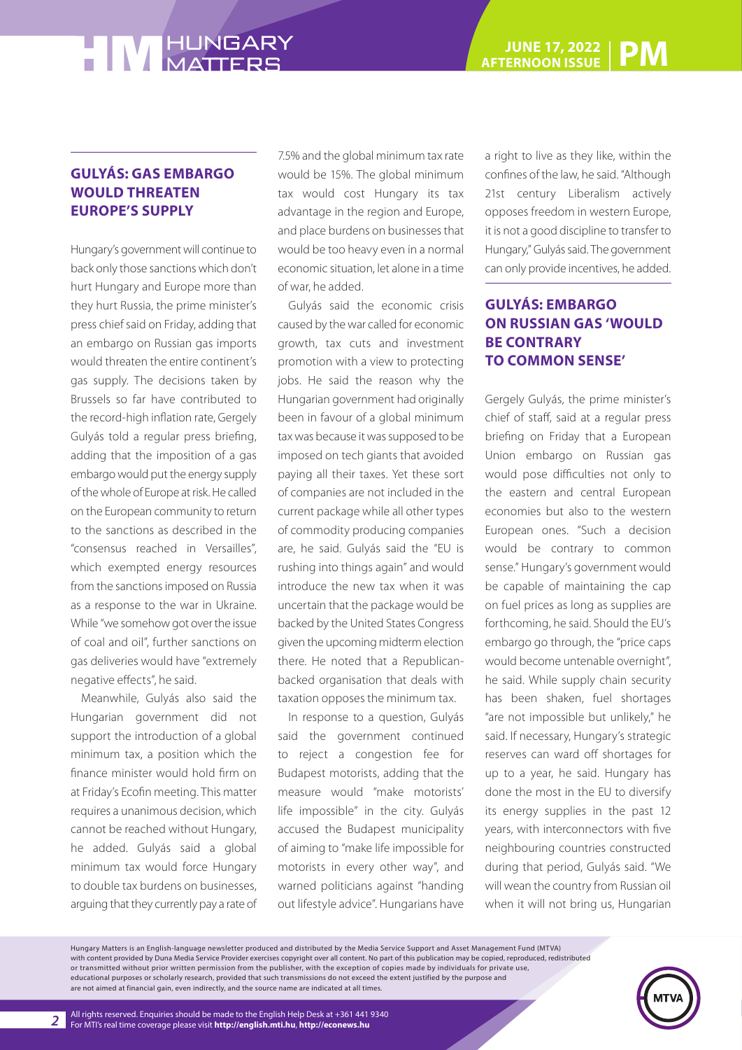## GULYÁS: GAS EMBARGO WOULD THREATEN EUROPE'S SUPPLY

Hungary's government will continue to back only those sanctions which don't hurt Hungary and Europe more than they hurt Russia, the prime minister's press chief said on Friday, adding that an embargo on Russian gas imports would threaten the entire continent's gas supply. The decisions taken by Brussels so far have contributed to the record-high inflation rate, Gergely Gulyás told a regular press briefing, adding that the imposition of a gas embargo would put the energy supply of the whole of Europe at risk. He called on the European community to return to the sanctions as described in the "consensus reached in Versailles", which exempted energy resources from the sanctions imposed on Russia as a response to the war in Ukraine. While "we somehow got over the issue of coal and oil", further sanctions on gas deliveries would have "extremely negative effects", he said.

Meanwhile, Gulyás also said the Hungarian government did not support the introduction of a global minimum tax, a position which the finance minister would hold firm on at Friday's Ecofin meeting. This matter requires a unanimous decision, which cannot be reached without Hungary, he added. Gulyás said a global minimum tax would force Hungary to double tax burdens on businesses, arguing that they currently pay a rate of 7.5% and the global minimum tax rate would be 15%. The global minimum tax would cost Hungary its tax advantage in the region and Europe, and place burdens on businesses that would be too heavy even in a normal economic situation, let alone in a time of war, he added.

Gulyás said the economic crisis caused by the war called for economic growth, tax cuts and investment promotion with a view to protecting jobs. He said the reason why the Hungarian government had originally been in favour of a global minimum tax was because it was supposed to be imposed on tech giants that avoided paying all their taxes. Yet these sort of companies are not included in the current package while all other types of commodity producing companies are, he said. Gulyás said the "EU is rushing into things again" and would introduce the new tax when it was uncertain that the package would be backed by the United States Congress given the upcoming midterm election there. He noted that a Republican-backed organisation that deals with taxation opposes the minimum tax.

In response to a question, Gulyás said the government continued to reject a congestion fee for Budapest motorists, adding that the measure would "make motorists' life impossible" in the city. Gulyás accused the Budapest municipality of aiming to "make life impossible for motorists in every other way", and warned politicians against "handing out lifestyle advice". Hungarians have a right to live as they like, within the confines of the law, he said. "Although 21st century Liberalism actively opposes freedom in western Europe, it is not a good discipline to transfer to Hungary," Gulyás said. The government can only provide incentives, he added.

## GULYÁS: EMBARGO ON RUSSIAN GAS 'WOULD BE CONTRARY TO COMMON SENSE'

Gergely Gulyás, the prime minister's chief of staff, said at a regular press briefing on Friday that a European Union embargo on Russian gas would pose difficulties not only to the eastern and central European economies but also to the western European ones. "Such a decision would be contrary to common sense." Hungary's government would be capable of maintaining the cap on fuel prices as long as supplies are forthcoming, he said. Should the EU's embargo go through, the "price caps would become untenable overnight", he said. While supply chain security has been shaken, fuel shortages "are not impossible but unlikely," he said. If necessary, Hungary's strategic reserves can ward off shortages for up to a year, he said. Hungary has done the most in the EU to diversify its energy supplies in the past 12 years, with interconnectors with five neighbouring countries constructed during that period, Gulyás said. "We will wean the country from Russian oil when it will not bring us, Hungarian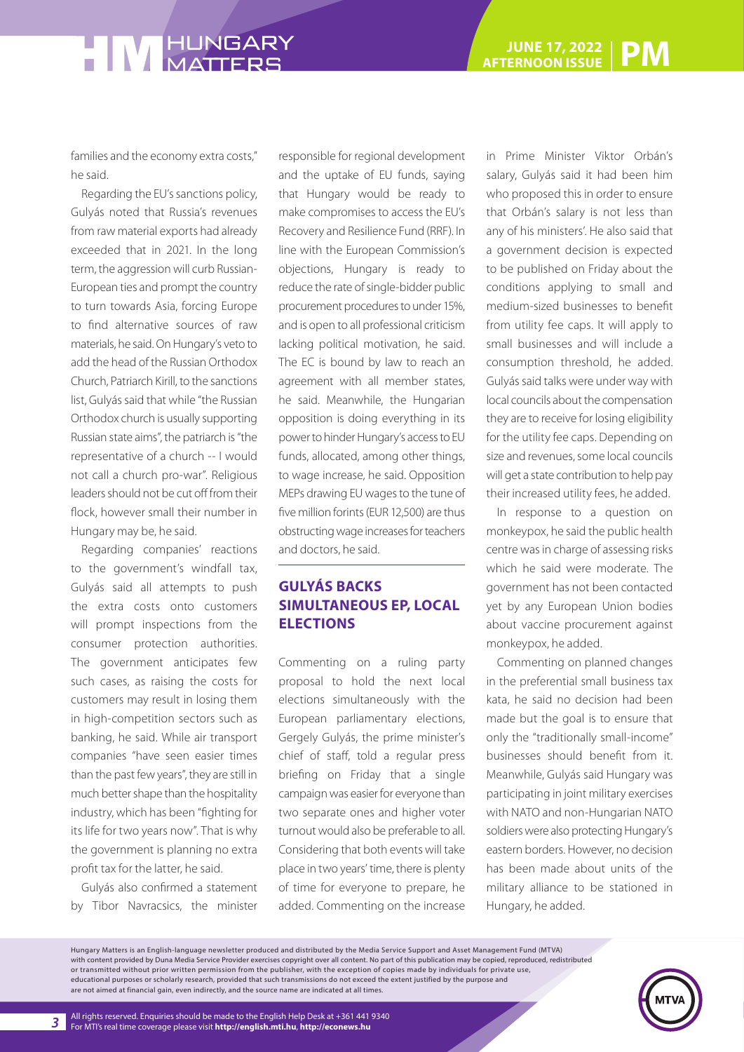families and the economy extra costs," he said.

Regarding the EU's sanctions policy, Gulyás noted that Russia's revenues from raw material exports had already exceeded that in 2021. In the long term, the aggression will curb Russian-European ties and prompt the country to turn towards Asia, forcing Europe to find alternative sources of raw materials, he said. On Hungary's veto to add the head of the Russian Orthodox Church, Patriarch Kirill, to the sanctions list, Gulyás said that while "the Russian Orthodox church is usually supporting Russian state aims", the patriarch is "the representative of a church -- I would not call a church pro-war". Religious leaders should not be cut off from their flock, however small their number in Hungary may be, he said.

Regarding companies' reactions to the government's windfall tax, Gulyás said all attempts to push the extra costs onto customers will prompt inspections from the consumer protection authorities. The government anticipates few such cases, as raising the costs for customers may result in losing them in high-competition sectors such as banking, he said. While air transport companies "have seen easier times than the past few years", they are still in much better shape than the hospitality industry, which has been "fighting for its life for two years now". That is why the government is planning no extra profit tax for the latter, he said.

Gulyás also confirmed a statement by Tibor Navracsics, the minister responsible for regional development and the uptake of EU funds, saying that Hungary would be ready to make compromises to access the EU's Recovery and Resilience Fund (RRF). In line with the European Commission's objections, Hungary is ready to reduce the rate of single-bidder public procurement procedures to under 15%, and is open to all professional criticism lacking political motivation, he said. The EC is bound by law to reach an agreement with all member states, he said. Meanwhile, the Hungarian opposition is doing everything in its power to hinder Hungary's access to EU funds, allocated, among other things, to wage increase, he said. Opposition MEPs drawing EU wages to the tune of five million forints (EUR 12,500) are thus obstructing wage increases for teachers and doctors, he said.

## GULYÁS BACKS SIMULTANEOUS EP, LOCAL ELECTIONS

Commenting on a ruling party proposal to hold the next local elections simultaneously with the European parliamentary elections, Gergely Gulyás, the prime minister's chief of staff, told a regular press briefing on Friday that a single campaign was easier for everyone than two separate ones and higher voter turnout would also be preferable to all. Considering that both events will take place in two years' time, there is plenty of time for everyone to prepare, he added. Commenting on the increase in Prime Minister Viktor Orbán's salary, Gulyás said it had been him who proposed this in order to ensure that Orbán's salary is not less than any of his ministers'. He also said that a government decision is expected to be published on Friday about the conditions applying to small and medium-sized businesses to benefit from utility fee caps. It will apply to small businesses and will include a consumption threshold, he added. Gulyás said talks were under way with local councils about the compensation they are to receive for losing eligibility for the utility fee caps. Depending on size and revenues, some local councils will get a state contribution to help pay their increased utility fees, he added.

In response to a question on monkeypox, he said the public health centre was in charge of assessing risks which he said were moderate. The government has not been contacted yet by any European Union bodies about vaccine procurement against monkeypox, he added.

Commenting on planned changes in the preferential small business tax kata, he said no decision had been made but the goal is to ensure that only the "traditionally small-income" businesses should benefit from it. Meanwhile, Gulyás said Hungary was participating in joint military exercises with NATO and non-Hungarian NATO soldiers were also protecting Hungary's eastern borders. However, no decision has been made about units of the military alliance to be stationed in Hungary, he added.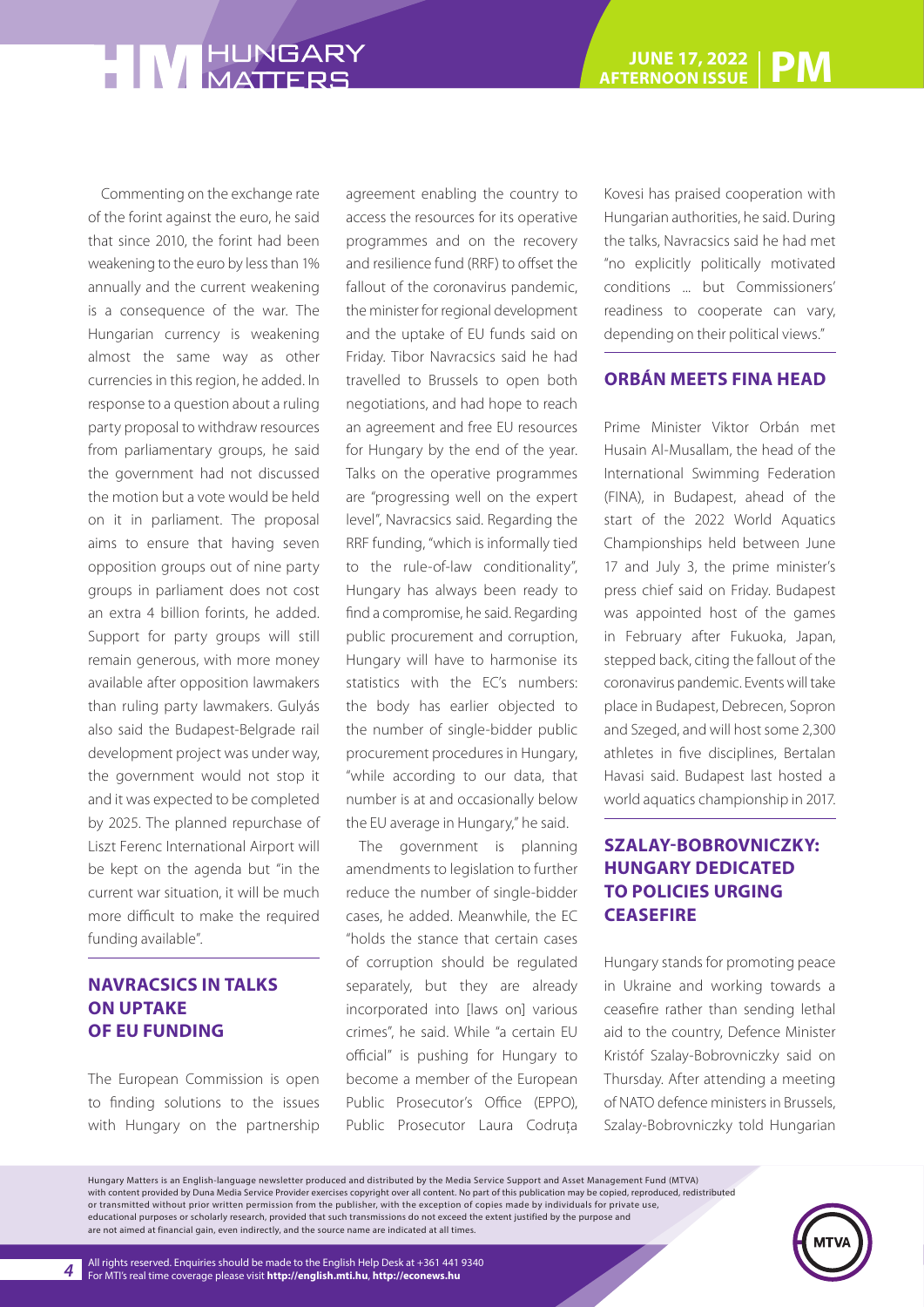Commenting on the exchange rate of the forint against the euro, he said that since 2010, the forint had been weakening to the euro by less than 1% annually and the current weakening is a consequence of the war. The Hungarian currency is weakening almost the same way as other currencies in this region, he added. In response to a question about a ruling party proposal to withdraw resources from parliamentary groups, he said the government had not discussed the motion but a vote would be held on it in parliament. The proposal aims to ensure that having seven opposition groups out of nine party groups in parliament does not cost an extra 4 billion forints, he added. Support for party groups will still remain generous, with more money available after opposition lawmakers than ruling party lawmakers. Gulyás also said the Budapest-Belgrade rail development project was under way, the government would not stop it and it was expected to be completed by 2025. The planned repurchase of Liszt Ferenc International Airport will be kept on the agenda but "in the current war situation, it will be much more difficult to make the required funding available".

## NAVRACSICS IN TALKS ON UPTAKE OF EU FUNDING

The European Commission is open to finding solutions to the issues with Hungary on the partnership agreement enabling the country to access the resources for its operative programmes and on the recovery and resilience fund (RRF) to offset the fallout of the coronavirus pandemic, the minister for regional development and the uptake of EU funds said on Friday. Tibor Navracsics said he had travelled to Brussels to open both negotiations, and had hope to reach an agreement and free EU resources for Hungary by the end of the year. Talks on the operative programmes are "progressing well on the expert level", Navracsics said. Regarding the RRF funding, "which is informally tied to the rule-of-law conditionality", Hungary has always been ready to find a compromise, he said. Regarding public procurement and corruption, Hungary will have to harmonise its statistics with the EC's numbers: the body has earlier objected to the number of single-bidder public procurement procedures in Hungary, "while according to our data, that number is at and occasionally below the EU average in Hungary," he said.

The government is planning amendments to legislation to further reduce the number of single-bidder cases, he added. Meanwhile, the EC "holds the stance that certain cases of corruption should be regulated separately, but they are already incorporated into [laws on] various crimes", he said. While "a certain EU official" is pushing for Hungary to become a member of the European Public Prosecutor's Office (EPPO), Public Prosecutor Laura Codruța Kovesi has praised cooperation with Hungarian authorities, he said. During the talks, Navracsics said he had met "no explicitly politically motivated conditions ... but Commissioners' readiness to cooperate can vary, depending on their political views."

## ORBÁN MEETS FINA HEAD

Prime Minister Viktor Orbán met Husain Al-Musallam, the head of the International Swimming Federation (FINA), in Budapest, ahead of the start of the 2022 World Aquatics Championships held between June 17 and July 3, the prime minister's press chief said on Friday. Budapest was appointed host of the games in February after Fukuoka, Japan, stepped back, citing the fallout of the coronavirus pandemic. Events will take place in Budapest, Debrecen, Sopron and Szeged, and will host some 2,300 athletes in five disciplines, Bertalan Havasi said. Budapest last hosted a world aquatics championship in 2017.

## SZALAY-BOBROVNICZKY: HUNGARY DEDICATED TO POLICIES URGING CEASEFIRE

Hungary stands for promoting peace in Ukraine and working towards a ceasefire rather than sending lethal aid to the country, Defence Minister Kristóf Szalay-Bobrovniczky said on Thursday. After attending a meeting of NATO defence ministers in Brussels, Szalay-Bobrovniczky told Hungarian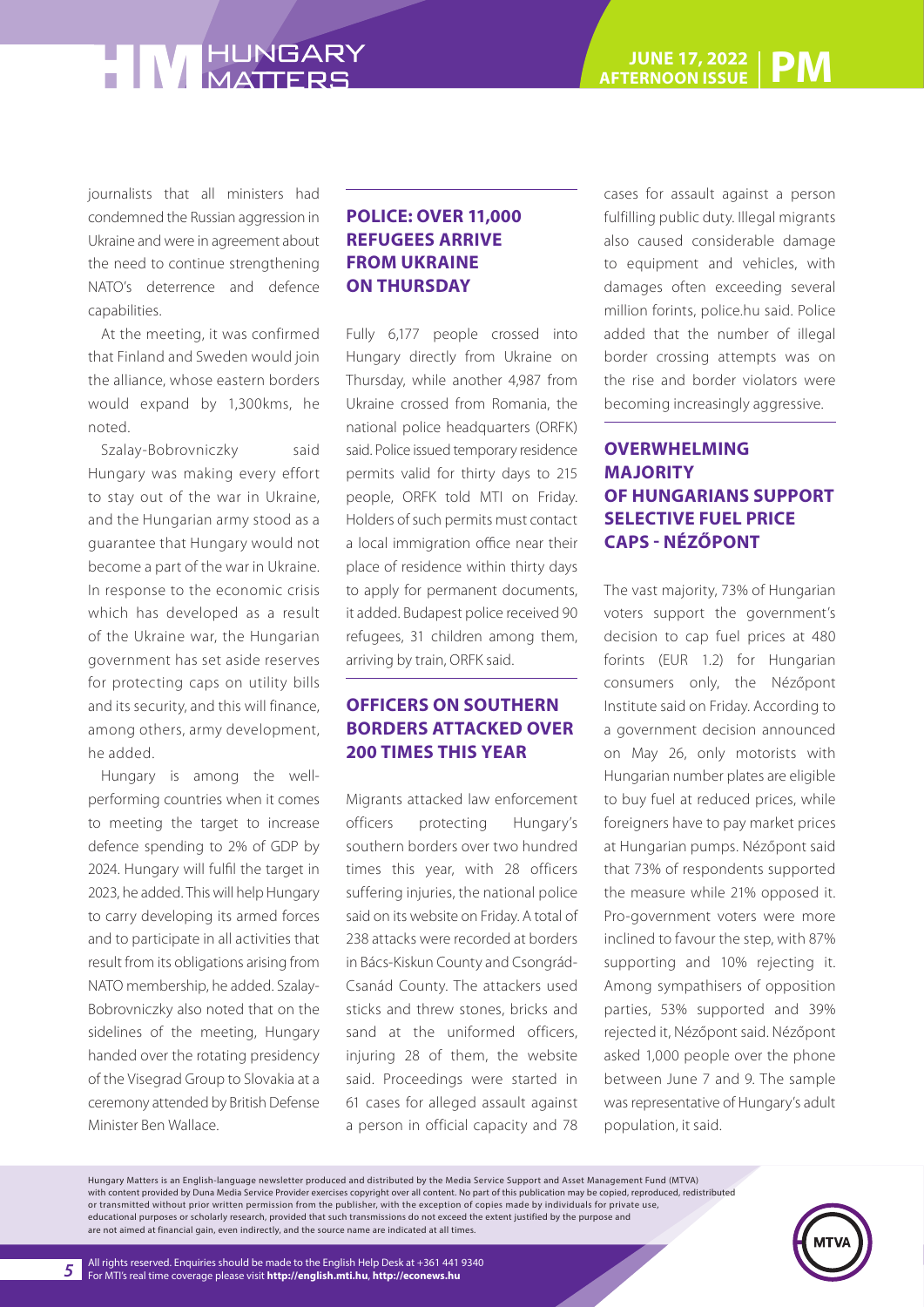journalists that all ministers had condemned the Russian aggression in Ukraine and were in agreement about the need to continue strengthening NATO's deterrence and defence capabilities.

At the meeting, it was confirmed that Finland and Sweden would join the alliance, whose eastern borders would expand by 1,300kms, he noted.

Szalay-Bobrovniczky said Hungary was making every effort to stay out of the war in Ukraine, and the Hungarian army stood as a guarantee that Hungary would not become a part of the war in Ukraine. In response to the economic crisis which has developed as a result of the Ukraine war, the Hungarian government has set aside reserves for protecting caps on utility bills and its security, and this will finance, among others, army development, he added.

Hungary is among the well-performing countries when it comes to meeting the target to increase defence spending to 2% of GDP by 2024. Hungary will fulfil the target in 2023, he added. This will help Hungary to carry developing its armed forces and to participate in all activities that result from its obligations arising from NATO membership, he added. Szalay-Bobrovniczky also noted that on the sidelines of the meeting, Hungary handed over the rotating presidency of the Visegrad Group to Slovakia at a ceremony attended by British Defense Minister Ben Wallace.

## POLICE: OVER 11,000 REFUGEES ARRIVE FROM UKRAINE ON THURSDAY

Fully 6,177 people crossed into Hungary directly from Ukraine on Thursday, while another 4,987 from Ukraine crossed from Romania, the national police headquarters (ORFK) said. Police issued temporary residence permits valid for thirty days to 215 people, ORFK told MTI on Friday. Holders of such permits must contact a local immigration office near their place of residence within thirty days to apply for permanent documents, it added. Budapest police received 90 refugees, 31 children among them, arriving by train, ORFK said.

## OFFICERS ON SOUTHERN BORDERS ATTACKED OVER 200 TIMES THIS YEAR

Migrants attacked law enforcement officers protecting Hungary's southern borders over two hundred times this year, with 28 officers suffering injuries, the national police said on its website on Friday. A total of 238 attacks were recorded at borders in Bács-Kiskun County and Csongrád-Csanád County. The attackers used sticks and threw stones, bricks and sand at the uniformed officers, injuring 28 of them, the website said. Proceedings were started in 61 cases for alleged assault against a person in official capacity and 78 cases for assault against a person fulfilling public duty. Illegal migrants also caused considerable damage to equipment and vehicles, with damages often exceeding several million forints, police.hu said. Police added that the number of illegal border crossing attempts was on the rise and border violators were becoming increasingly aggressive.

## OVERWHELMING MAJORITY OF HUNGARIANS SUPPORT SELECTIVE FUEL PRICE CAPS - NÉZŐPONT

The vast majority, 73% of Hungarian voters support the government's decision to cap fuel prices at 480 forints (EUR 1.2) for Hungarian consumers only, the Nézőpont Institute said on Friday. According to a government decision announced on May 26, only motorists with Hungarian number plates are eligible to buy fuel at reduced prices, while foreigners have to pay market prices at Hungarian pumps. Nézőpont said that 73% of respondents supported the measure while 21% opposed it. Pro-government voters were more inclined to favour the step, with 87% supporting and 10% rejecting it. Among sympathisers of opposition parties, 53% supported and 39% rejected it, Nézőpont said. Nézőpont asked 1,000 people over the phone between June 7 and 9. The sample was representative of Hungary's adult population, it said.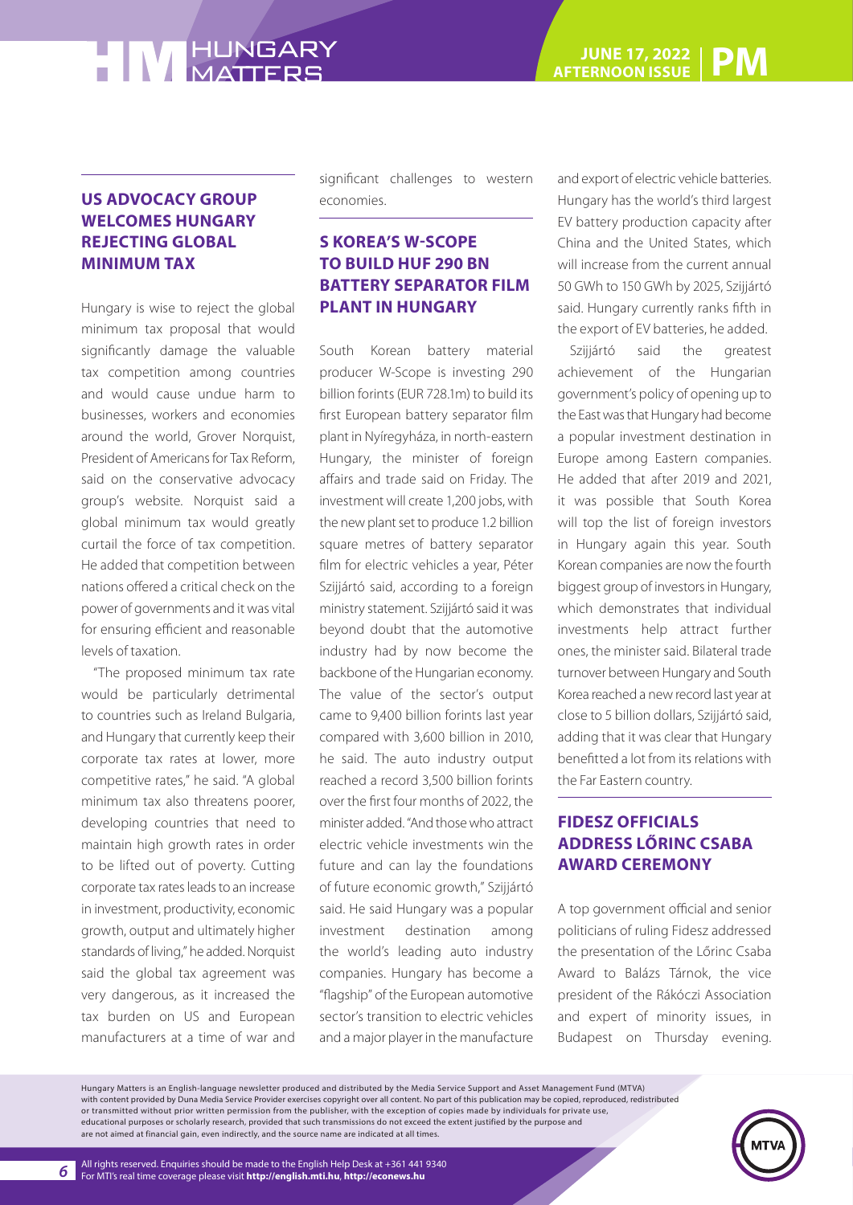## US ADVOCACY GROUP WELCOMES HUNGARY REJECTING GLOBAL MINIMUM TAX

Hungary is wise to reject the global minimum tax proposal that would significantly damage the valuable tax competition among countries and would cause undue harm to businesses, workers and economies around the world, Grover Norquist, President of Americans for Tax Reform, said on the conservative advocacy group's website. Norquist said a global minimum tax would greatly curtail the force of tax competition. He added that competition between nations offered a critical check on the power of governments and it was vital for ensuring efficient and reasonable levels of taxation.

"The proposed minimum tax rate would be particularly detrimental to countries such as Ireland Bulgaria, and Hungary that currently keep their corporate tax rates at lower, more competitive rates," he said. "A global minimum tax also threatens poorer, developing countries that need to maintain high growth rates in order to be lifted out of poverty. Cutting corporate tax rates leads to an increase in investment, productivity, economic growth, output and ultimately higher standards of living," he added. Norquist said the global tax agreement was very dangerous, as it increased the tax burden on US and European manufacturers at a time of war and significant challenges to western economies.

## S KOREA'S W-SCOPE TO BUILD HUF 290 BN BATTERY SEPARATOR FILM PLANT IN HUNGARY

South Korean battery material producer W-Scope is investing 290 billion forints (EUR 728.1m) to build its first European battery separator film plant in Nyíregyháza, in north-eastern Hungary, the minister of foreign affairs and trade said on Friday. The investment will create 1,200 jobs, with the new plant set to produce 1.2 billion square metres of battery separator film for electric vehicles a year, Péter Szijjártó said, according to a foreign ministry statement. Szijjártó said it was beyond doubt that the automotive industry had by now become the backbone of the Hungarian economy. The value of the sector's output came to 9,400 billion forints last year compared with 3,600 billion in 2010, he said. The auto industry output reached a record 3,500 billion forints over the first four months of 2022, the minister added. "And those who attract electric vehicle investments win the future and can lay the foundations of future economic growth," Szijjártó said. He said Hungary was a popular investment destination among the world's leading auto industry companies. Hungary has become a "flagship" of the European automotive sector's transition to electric vehicles and a major player in the manufacture and export of electric vehicle batteries. Hungary has the world's third largest EV battery production capacity after China and the United States, which will increase from the current annual 50 GWh to 150 GWh by 2025, Szijjártó said. Hungary currently ranks fifth in the export of EV batteries, he added.

Szijjártó said the greatest achievement of the Hungarian government's policy of opening up to the East was that Hungary had become a popular investment destination in Europe among Eastern companies. He added that after 2019 and 2021, it was possible that South Korea will top the list of foreign investors in Hungary again this year. South Korean companies are now the fourth biggest group of investors in Hungary, which demonstrates that individual investments help attract further ones, the minister said. Bilateral trade turnover between Hungary and South Korea reached a new record last year at close to 5 billion dollars, Szijjártó said, adding that it was clear that Hungary benefitted a lot from its relations with the Far Eastern country.

## FIDESZ OFFICIALS ADDRESS LŐRINC CSABA AWARD CEREMONY

A top government official and senior politicians of ruling Fidesz addressed the presentation of the Lőrinc Csaba Award to Balázs Tárnok, the vice president of the Rákóczi Association and expert of minority issues, in Budapest on Thursday evening.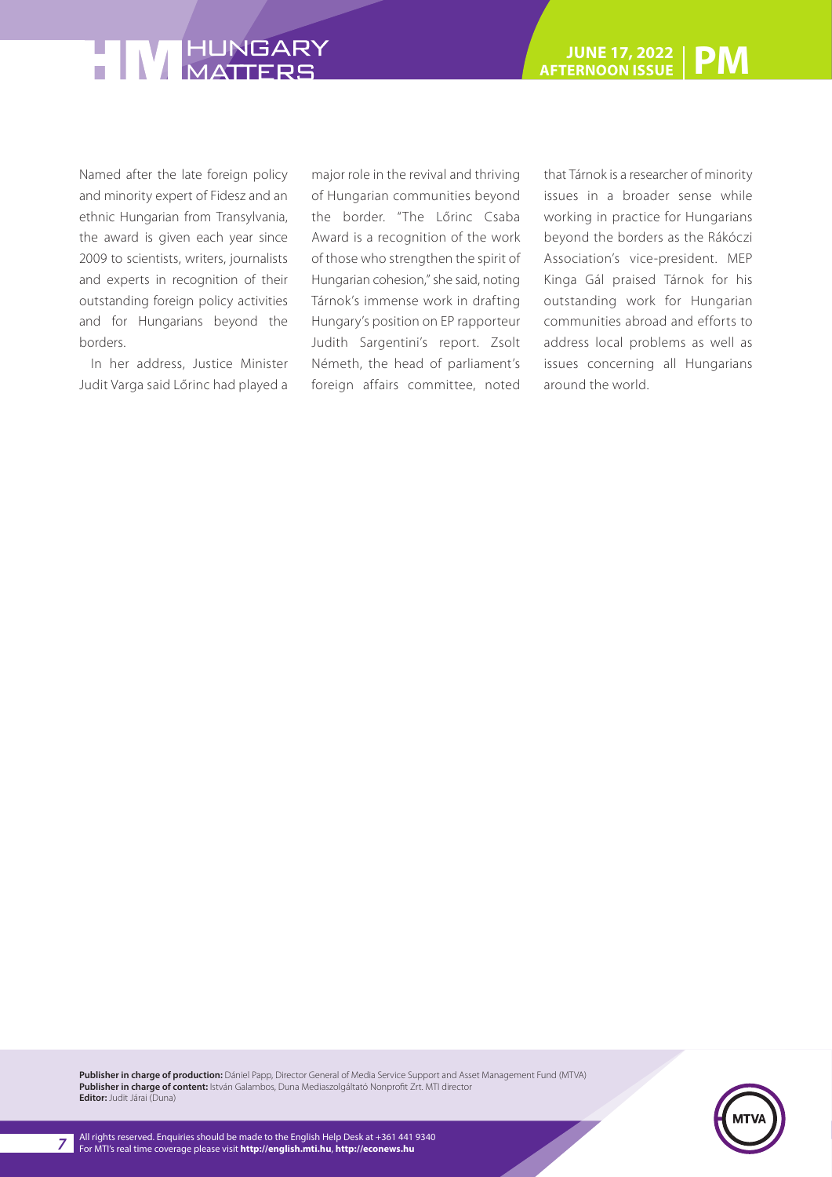Named after the late foreign policy and minority expert of Fidesz and an ethnic Hungarian from Transylvania, the award is given each year since 2009 to scientists, writers, journalists and experts in recognition of their outstanding foreign policy activities and for Hungarians beyond the borders.

In her address, Justice Minister Judit Varga said Lőrinc had played a major role in the revival and thriving of Hungarian communities beyond the border. "The Lőrinc Csaba Award is a recognition of the work of those who strengthen the spirit of Hungarian cohesion," she said, noting Tárnok's immense work in drafting Hungary's position on EP rapporteur Judith Sargentini's report. Zsolt Németh, the head of parliament's foreign affairs committee, noted that Tárnok is a researcher of minority issues in a broader sense while working in practice for Hungarians beyond the borders as the Rákóczi Association's vice-president. MEP Kinga Gál praised Tárnok for his outstanding work for Hungarian communities abroad and efforts to address local problems as well as issues concerning all Hungarians around the world.

**Publisher in charge of production:** Dániel Papp, Director General of Media Service Support and Asset Management Fund (MTVA)
**Publisher in charge of content:** István Galambos, Duna Mediaszolgáltató Nonprofit Zrt. MTI director
**Editor:** Judit Járai (Duna)

All rights reserved. Enquiries should be made to the English Help Desk at +361 441 9340
For MTI's real time coverage please visit **http://english.mti.hu**, **http://econews.hu**